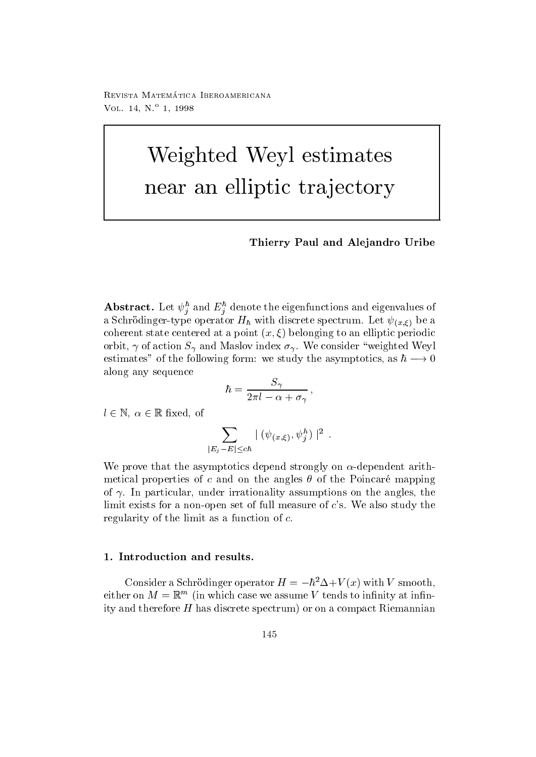# Weighted Weyl estimates near an elliptic trajectory

**Thierry Paul and Alejandro Uribe**

**Abstract.** Let $\psi_j^\hbar$ and $E_j^\hbar$ denote the eigenfunctions and eigenvalues of a Schrödinger-type operator $H_\hbar$ with discrete spectrum. Let $\psi_{(x,\xi)}$ be a coherent state centered at a point $(x,\xi)$ belonging to an elliptic periodic orbit, $\gamma$ of action $S_\gamma$ and Maslov index $\sigma_\gamma$. We consider "weighted Weyl estimates" of the following form: we study the asymptotics, as $\hbar \longrightarrow 0$ along any sequence

$$\hbar = \frac{S_\gamma}{2\pi l - \alpha + \sigma_\gamma} \, ,$$

$l \in \mathbb{N}$, $\alpha \in \mathbb{R}$ fixed, of

$$\sum_{|E_j - E| \leq c\hbar} | \, (\psi_{(x,\xi)}, \psi_j^\hbar) \, |^2 \ .$$

We prove that the asymptotics depend strongly on $\alpha$-dependent arithmetical properties of $c$ and on the angles $\theta$ of the Poincaré mapping of $\gamma$. In particular, under irrationality assumptions on the angles, the limit exists for a non-open set of full measure of $c$'s. We also study the regularity of the limit as a function of $c$.

## 1. Introduction and results.

Consider a Schrödinger operator $H = -\hbar^2 \Delta + V(x)$ with $V$ smooth, either on $M = \mathbb{R}^m$ (in which case we assume $V$ tends to infinity at infinity and therefore $H$ has discrete spectrum) or on a compact Riemannian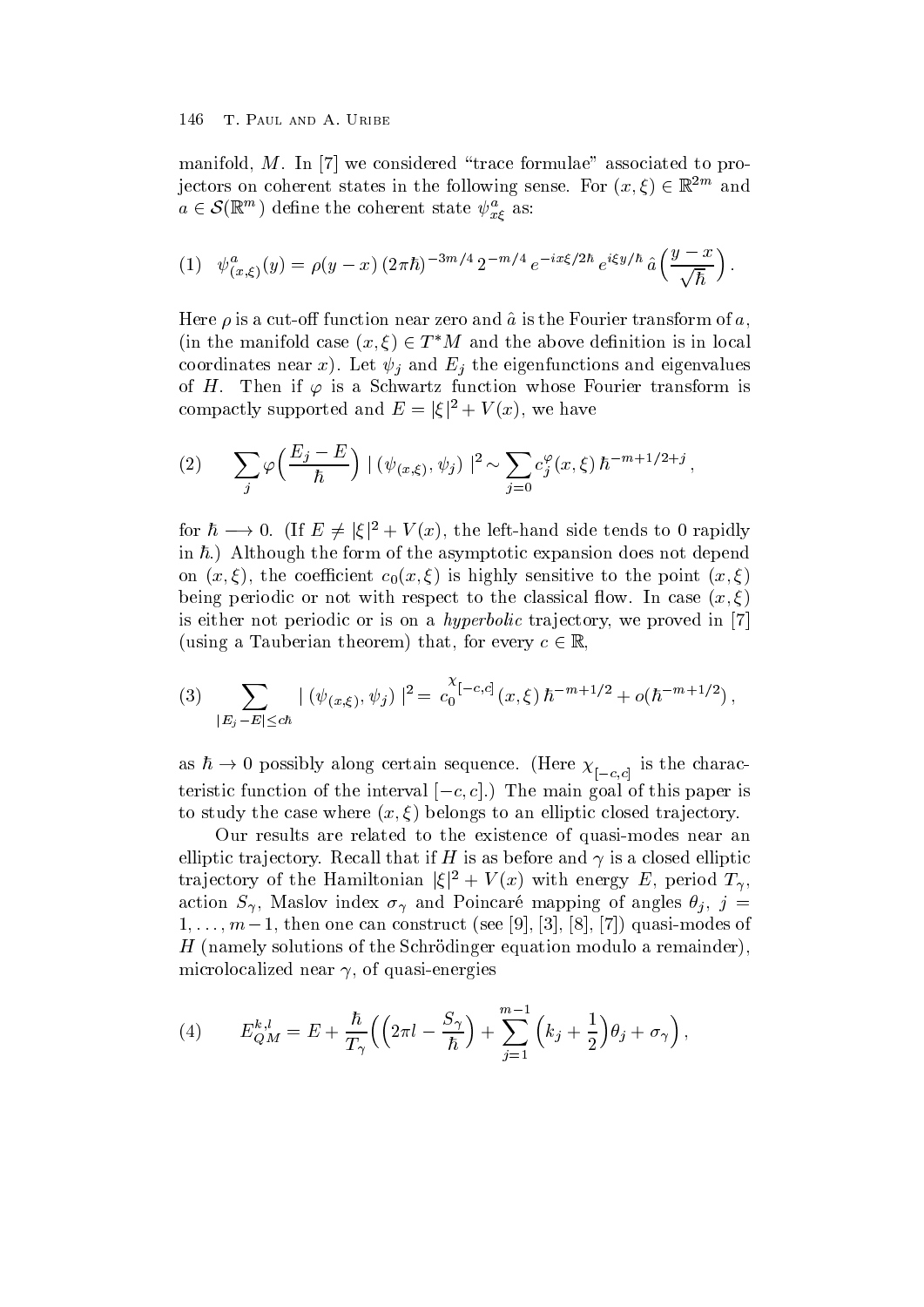manifold, $M$. In [7] we considered "trace formulae" associated to projectors on coherent states in the following sense. For $(x,\xi) \in \mathbb{R}^{2m}$ and $a \in \mathcal{S}(\mathbb{R}^m)$ define the coherent state $\psi^a_{x\xi}$ as:

$$\text{(1)} \quad \psi^a_{(x,\xi)}(y) = \rho(y-x)\,(2\pi\hbar)^{-3m/4}\,2^{-m/4}\,e^{-ix\xi/2\hbar}\,e^{i\xi y/\hbar}\,\hat{a}\Big(\frac{y-x}{\sqrt{\hbar}}\Big)\,.$$

Here $\rho$ is a cut-off function near zero and $\hat{a}$ is the Fourier transform of $a$, (in the manifold case $(x,\xi) \in T^*M$ and the above definition is in local coordinates near $x$). Let $\psi_j$ and $E_j$ the eigenfunctions and eigenvalues of $H$. Then if $\varphi$ is a Schwartz function whose Fourier transform is compactly supported and $E = |\xi|^2 + V(x)$, we have

$$\text{(2)} \qquad \sum_j \varphi\Big(\frac{E_j - E}{\hbar}\Big)\,|\,(\psi_{(x,\xi)},\psi_j)\,|^2 \sim \sum_{j=0} c^{\varphi}_j(x,\xi)\,\hbar^{-m+1/2+j}\,,$$

for $\hbar \longrightarrow 0$. (If $E \neq |\xi|^2 + V(x)$, the left-hand side tends to 0 rapidly in $\hbar$.) Although the form of the asymptotic expansion does not depend on $(x,\xi)$, the coefficient $c_0(x,\xi)$ is highly sensitive to the point $(x,\xi)$ being periodic or not with respect to the classical flow. In case $(x,\xi)$ is either not periodic or is on a *hyperbolic* trajectory, we proved in [7] (using a Tauberian theorem) that, for every $c \in \mathbb{R}$,

$$\text{(3)} \qquad \sum_{|E_j - E| \leq c\hbar} |\,(\psi_{(x,\xi)},\psi_j)\,|^2 = c_0^{\chi_{[-c,c]}}(x,\xi)\,\hbar^{-m+1/2} + o(\hbar^{-m+1/2})\,,$$

as $\hbar \to 0$ possibly along certain sequence. (Here $\chi_{[-c,c]}$ is the characteristic function of the interval $[-c,c]$.) The main goal of this paper is to study the case where $(x,\xi)$ belongs to an elliptic closed trajectory.

Our results are related to the existence of quasi-modes near an elliptic trajectory. Recall that if $H$ is as before and $\gamma$ is a closed elliptic trajectory of the Hamiltonian $|\xi|^2 + V(x)$ with energy $E$, period $T_\gamma$, action $S_\gamma$, Maslov index $\sigma_\gamma$ and Poincaré mapping of angles $\theta_j$, $j = 1,\dots,m-1$, then one can construct (see [9], [3], [8], [7]) quasi-modes of $H$ (namely solutions of the Schrödinger equation modulo a remainder), microlocalized near $\gamma$, of quasi-energies

$$\text{(4)} \qquad E^{k,l}_{QM} = E + \frac{\hbar}{T_\gamma}\Big(\Big(2\pi l - \frac{S_\gamma}{\hbar}\Big) + \sum_{j=1}^{m-1}\Big(k_j + \frac{1}{2}\Big)\theta_j + \sigma_\gamma\Big)\,,$$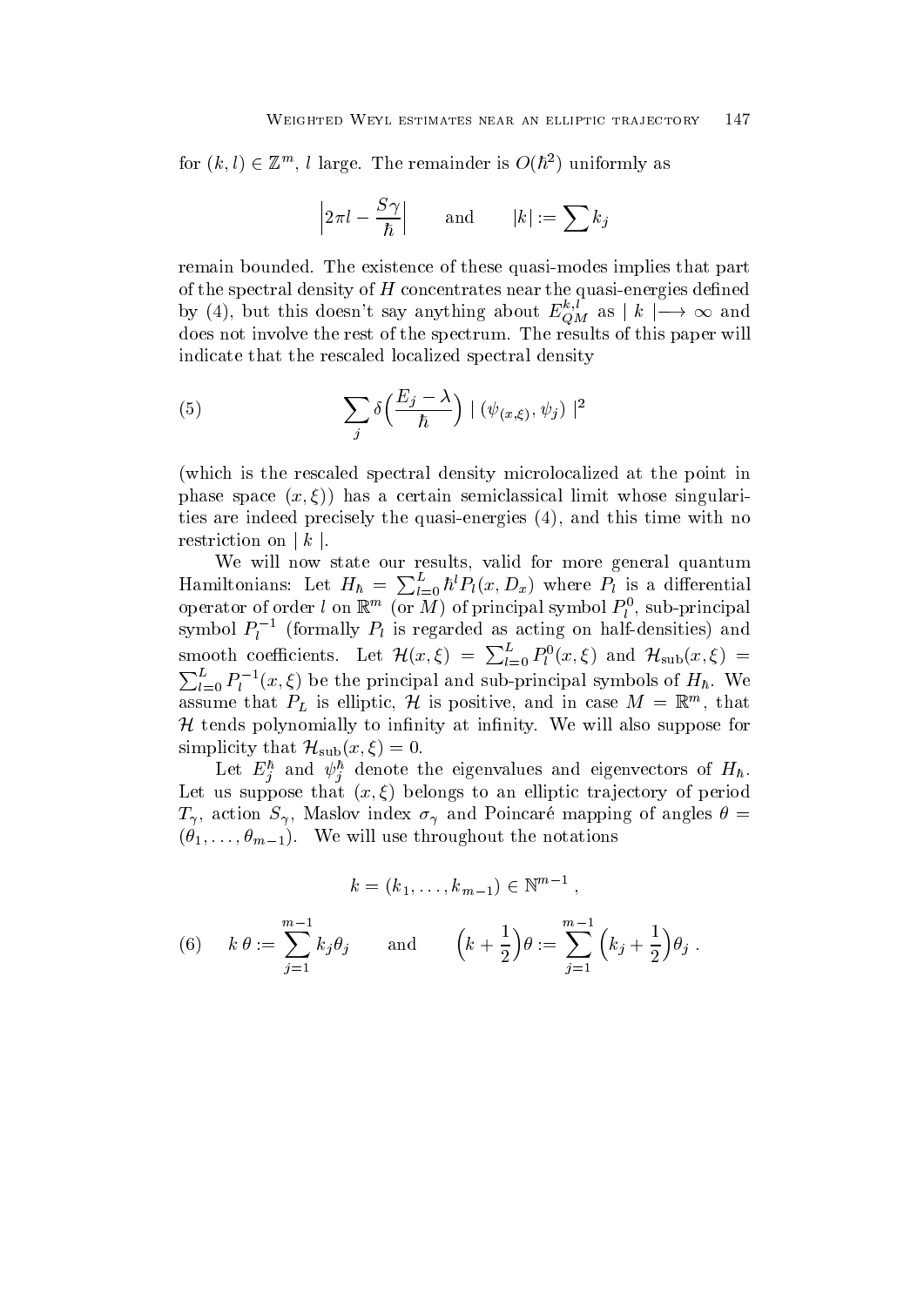for $(k,l) \in \mathbb{Z}^m$, $l$ large. The remainder is $O(\hbar^2)$ uniformly as

$$\left|2\pi l - \frac{S\gamma}{\hbar}\right| \qquad \text{and} \qquad |k| := \sum k_j$$

remain bounded. The existence of these quasi-modes implies that part of the spectral density of $H$ concentrates near the quasi-energies defined by (4), but this doesn't say anything about $E_{QM}^{k,l}$ as $|\, k \,| \longrightarrow \infty$ and does not involve the rest of the spectrum. The results of this paper will indicate that the rescaled localized spectral density

$$\sum_j \delta\Big(\frac{E_j - \lambda}{\hbar}\Big)\ |\ (\psi_{(x,\xi)}, \psi_j)\ |^2 \tag{5}$$

(which is the rescaled spectral density microlocalized at the point in phase space $(x,\xi)$) has a certain semiclassical limit whose singularities are indeed precisely the quasi-energies (4), and this time with no restriction on $|\, k \,|$.

We will now state our results, valid for more general quantum Hamiltonians: Let $H_\hbar = \sum_{l=0}^{L} \hbar^l P_l(x, D_x)$ where $P_l$ is a differential operator of order $l$ on $\mathbb{R}^m$ (or $M$) of principal symbol $P_l^0$, sub-principal symbol $P_l^{-1}$ (formally $P_l$ is regarded as acting on half-densities) and smooth coefficients. Let $\mathcal{H}(x,\xi) = \sum_{l=0}^{L} P_l^0(x,\xi)$ and $\mathcal{H}_{\mathrm{sub}}(x,\xi) = \sum_{l=0}^{L} P_l^{-1}(x,\xi)$ be the principal and sub-principal symbols of $H_\hbar$. We assume that $P_L$ is elliptic, $\mathcal{H}$ is positive, and in case $M = \mathbb{R}^m$, that $\mathcal{H}$ tends polynomially to infinity at infinity. We will also suppose for simplicity that $\mathcal{H}_{\mathrm{sub}}(x,\xi) = 0$.

Let $E_j^\hbar$ and $\psi_j^\hbar$ denote the eigenvalues and eigenvectors of $H_\hbar$. Let us suppose that $(x,\xi)$ belongs to an elliptic trajectory of period $T_\gamma$, action $S_\gamma$, Maslov index $\sigma_\gamma$ and Poincaré mapping of angles $\theta = (\theta_1, \ldots, \theta_{m-1})$. We will use throughout the notations

$$k = (k_1, \ldots, k_{m-1}) \in \mathbb{N}^{m-1}\ ,$$

$$k\,\theta := \sum_{j=1}^{m-1} k_j \theta_j \qquad \text{and} \qquad \Big(k + \frac{1}{2}\Big)\theta := \sum_{j=1}^{m-1} \Big(k_j + \frac{1}{2}\Big)\theta_j\ . \tag{6}$$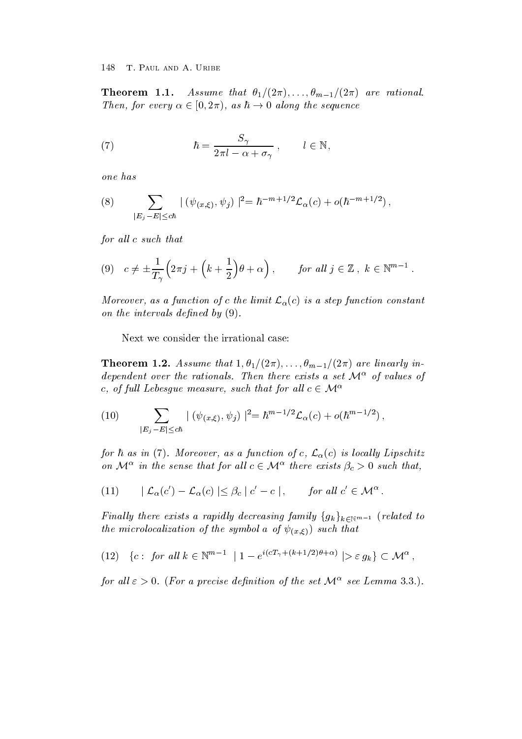**Theorem 1.1.** *Assume that $\theta_1/(2\pi), \ldots, \theta_{m-1}/(2\pi)$ are rational. Then, for every $\alpha \in [0, 2\pi)$, as $\hbar \to 0$ along the sequence*

$$\hbar = \frac{S_\gamma}{2\pi l - \alpha + \sigma_\gamma}, \qquad l \in \mathbb{N}, \tag{7}$$

*one has*

$$\sum_{|E_j - E| \leq c\hbar} |\,(\psi_{(x,\xi)}, \psi_j)\,|^2 = \hbar^{-m+1/2} \mathcal{L}_\alpha(c) + o(\hbar^{-m+1/2}), \tag{8}$$

*for all $c$ such that*

$$c \neq \pm \frac{1}{T_\gamma}\Big(2\pi j + \Big(k + \frac{1}{2}\Big)\theta + \alpha\Big), \qquad \text{for all } j \in \mathbb{Z},\ k \in \mathbb{N}^{m-1}. \tag{9}$$

*Moreover, as a function of $c$ the limit $\mathcal{L}_\alpha(c)$ is a step function constant on the intervals defined by (9).*

Next we consider the irrational case:

**Theorem 1.2.** *Assume that $1, \theta_1/(2\pi), \ldots, \theta_{m-1}/(2\pi)$ are linearly independent over the rationals. Then there exists a set $\mathcal{M}^\alpha$ of values of $c$, of full Lebesgue measure, such that for all $c \in \mathcal{M}^\alpha$*

$$\sum_{|E_j - E| \leq c\hbar} |\,(\psi_{(x,\xi)}, \psi_j)\,|^2 = \hbar^{m-1/2} \mathcal{L}_\alpha(c) + o(\hbar^{m-1/2}), \tag{10}$$

*for $\hbar$ as in (7). Moreover, as a function of $c$, $\mathcal{L}_\alpha(c)$ is locally Lipschitz on $\mathcal{M}^\alpha$ in the sense that for all $c \in \mathcal{M}^\alpha$ there exists $\beta_c > 0$ such that,*

$$|\,\mathcal{L}_\alpha(c') - \mathcal{L}_\alpha(c)\,| \leq \beta_c\,|\,c' - c\,|, \qquad \text{for all } c' \in \mathcal{M}^\alpha. \tag{11}$$

*Finally there exists a rapidly decreasing family $\{g_k\}_{k \in \mathbb{N}^{m-1}}$ (related to the microlocalization of the symbol $a$ of $\psi_{(x,\xi)}$) such that*

$$\{c : \text{ for all } k \in \mathbb{N}^{m-1}\ \ |\,1 - e^{i(cT_\gamma + (k+1/2)\theta + \alpha)}\,| > \varepsilon\, g_k\} \subset \mathcal{M}^\alpha, \tag{12}$$

*for all $\varepsilon > 0$. (For a precise definition of the set $\mathcal{M}^\alpha$ see Lemma 3.3.).*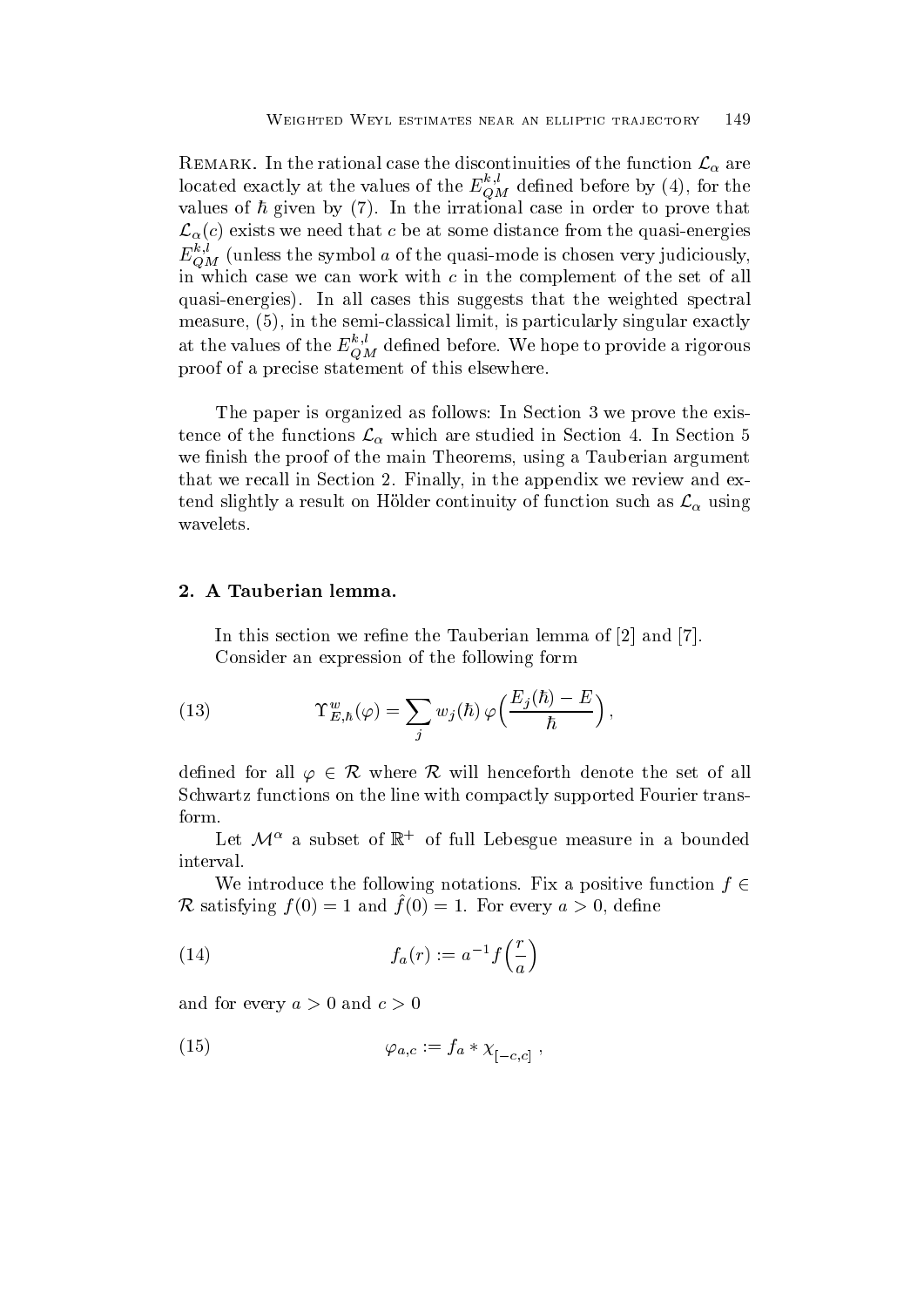Remark. In the rational case the discontinuities of the function $\mathcal{L}_\alpha$ are located exactly at the values of the $E^{k,l}_{QM}$ defined before by (4), for the values of $\hbar$ given by (7). In the irrational case in order to prove that $\mathcal{L}_\alpha(c)$ exists we need that $c$ be at some distance from the quasi-energies $E^{k,l}_{QM}$ (unless the symbol $a$ of the quasi-mode is chosen very judiciously, in which case we can work with $c$ in the complement of the set of all quasi-energies). In all cases this suggests that the weighted spectral measure, (5), in the semi-classical limit, is particularly singular exactly at the values of the $E^{k,l}_{QM}$ defined before. We hope to provide a rigorous proof of a precise statement of this elsewhere.

The paper is organized as follows: In Section 3 we prove the existence of the functions $\mathcal{L}_\alpha$ which are studied in Section 4. In Section 5 we finish the proof of the main Theorems, using a Tauberian argument that we recall in Section 2. Finally, in the appendix we review and extend slightly a result on Hölder continuity of function such as $\mathcal{L}_\alpha$ using wavelets.

## 2. A Tauberian lemma.

In this section we refine the Tauberian lemma of [2] and [7].

Consider an expression of the following form

$$\Upsilon^w_{E,\hbar}(\varphi) = \sum_j w_j(\hbar)\, \varphi\Big(\frac{E_j(\hbar) - E}{\hbar}\Big)\,, \tag{13}$$

defined for all $\varphi \in \mathcal{R}$ where $\mathcal{R}$ will henceforth denote the set of all Schwartz functions on the line with compactly supported Fourier transform.

Let $\mathcal{M}^\alpha$ a subset of $\mathbb{R}^+$ of full Lebesgue measure in a bounded interval.

We introduce the following notations. Fix a positive function $f \in \mathcal{R}$ satisfying $f(0) = 1$ and $\hat{f}(0) = 1$. For every $a > 0$, define

$$f_a(r) := a^{-1} f\Big(\frac{r}{a}\Big) \tag{14}$$

and for every $a > 0$ and $c > 0$

$$\varphi_{a,c} := f_a * \chi_{[-c,c]}\;, \tag{15}$$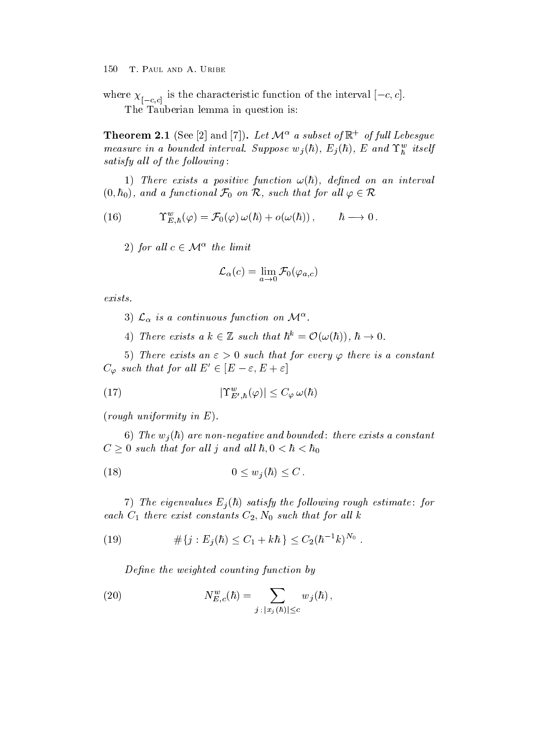where $\chi_{[-c,c]}$ is the characteristic function of the interval $[-c, c]$.

The Tauberian lemma in question is:

**Theorem 2.1** (See [2] and [7]). *Let $\mathcal{M}^\alpha$ a subset of $\mathbb{R}^+$ of full Lebesgue measure in a bounded interval. Suppose $w_j(\hbar)$, $E_j(\hbar)$, $E$ and $\Upsilon^w_\hbar$ itself satisfy all of the following:*

*1) There exists a positive function $\omega(\hbar)$, defined on an interval $(0, \hbar_0)$, and a functional $\mathcal{F}_0$ on $\mathcal{R}$, such that for all $\varphi \in \mathcal{R}$*

$$\Upsilon^w_{E,\hbar}(\varphi) = \mathcal{F}_0(\varphi)\,\omega(\hbar) + o(\omega(\hbar)), \qquad \hbar \longrightarrow 0. \tag{16}$$

*2) for all $c \in \mathcal{M}^\alpha$ the limit*

$$\mathcal{L}_\alpha(c) = \lim_{a \to 0} \mathcal{F}_0(\varphi_{a,c})$$

*exists.*

*3) $\mathcal{L}_\alpha$ is a continuous function on $\mathcal{M}^\alpha$.*

*4) There exists a $k \in \mathbb{Z}$ such that $\hbar^k = \mathcal{O}(\omega(\hbar))$, $\hbar \to 0$.*

*5) There exists an $\varepsilon > 0$ such that for every $\varphi$ there is a constant $C_\varphi$ such that for all $E' \in [E - \varepsilon, E + \varepsilon]$*

$$|\Upsilon^w_{E',\hbar}(\varphi)| \leq C_\varphi\,\omega(\hbar) \tag{17}$$

*(rough uniformity in $E$).*

*6) The $w_j(\hbar)$ are non-negative and bounded: there exists a constant $C \geq 0$ such that for all $j$ and all $\hbar, 0 < \hbar < \hbar_0$*

$$0 \leq w_j(\hbar) \leq C. \tag{18}$$

*7) The eigenvalues $E_j(\hbar)$ satisfy the following rough estimate: for each $C_1$ there exist constants $C_2, N_0$ such that for all $k$*

$$\#\{j : E_j(\hbar) \leq C_1 + k\hbar\} \leq C_2(\hbar^{-1}k)^{N_0}. \tag{19}$$

*Define the weighted counting function by*

$$N^w_{E,c}(\hbar) = \sum_{j\,;\,|x_j(\hbar)| \leq c} w_j(\hbar), \tag{20}$$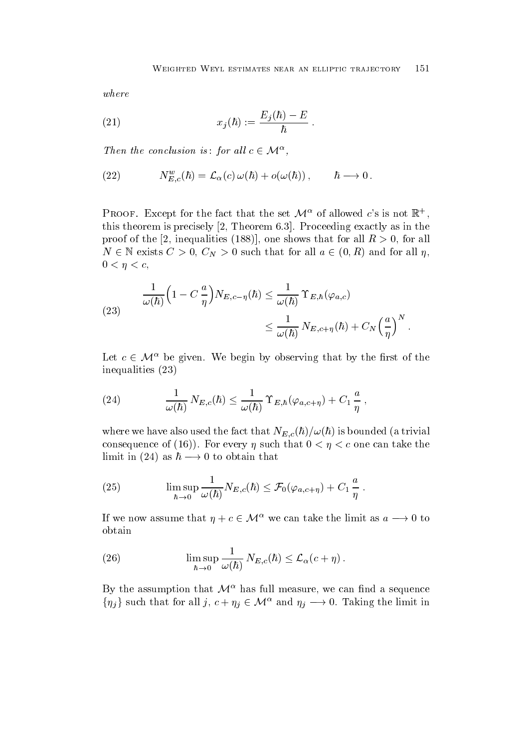*where*

$$x_j(\hbar) := \frac{E_j(\hbar) - E}{\hbar}\,. \tag{21}$$

*Then the conclusion is: for all* $c \in \mathcal{M}^\alpha$,

$$N^w_{E,c}(\hbar) = \mathcal{L}_\alpha(c)\,\omega(\hbar) + o(\omega(\hbar))\,, \qquad \hbar \longrightarrow 0\,. \tag{22}$$

Proof. Except for the fact that the set $\mathcal{M}^\alpha$ of allowed $c$'s is not $\mathbb{R}^+$, this theorem is precisely [2, Theorem 6.3]. Proceeding exactly as in the proof of the [2, inequalities (188)], one shows that for all $R > 0$, for all $N \in \mathbb{N}$ exists $C > 0$, $C_N > 0$ such that for all $a \in (0, R)$ and for all $\eta$, $0 < \eta < c$,

$$\begin{aligned} \frac{1}{\omega(\hbar)}\Big(1 - C\,\frac{a}{\eta}\Big) N_{E,c-\eta}(\hbar) &\le \frac{1}{\omega(\hbar)}\,\Upsilon_{E,\hbar}(\varphi_{a,c}) \\ &\le \frac{1}{\omega(\hbar)}\,N_{E,c+\eta}(\hbar) + C_N\Big(\frac{a}{\eta}\Big)^N\,. \end{aligned} \tag{23}$$

Let $c \in \mathcal{M}^\alpha$ be given. We begin by observing that by the first of the inequalities (23)

$$\frac{1}{\omega(\hbar)}\,N_{E,c}(\hbar) \le \frac{1}{\omega(\hbar)}\,\Upsilon_{E,\hbar}(\varphi_{a,c+\eta}) + C_1\,\frac{a}{\eta}\,, \tag{24}$$

where we have also used the fact that $N_{E,c}(\hbar)/\omega(\hbar)$ is bounded (a trivial consequence of (16)). For every $\eta$ such that $0 < \eta < c$ one can take the limit in (24) as $\hbar \longrightarrow 0$ to obtain that

$$\limsup_{\hbar \to 0} \frac{1}{\omega(\hbar)} N_{E,c}(\hbar) \le \mathcal{F}_0(\varphi_{a,c+\eta}) + C_1\,\frac{a}{\eta}\,. \tag{25}$$

If we now assume that $\eta + c \in \mathcal{M}^\alpha$ we can take the limit as $a \longrightarrow 0$ to obtain

$$\limsup_{\hbar \to 0} \frac{1}{\omega(\hbar)}\,N_{E,c}(\hbar) \le \mathcal{L}_\alpha(c + \eta)\,. \tag{26}$$

By the assumption that $\mathcal{M}^\alpha$ has full measure, we can find a sequence $\{\eta_j\}$ such that for all $j$, $c + \eta_j \in \mathcal{M}^\alpha$ and $\eta_j \longrightarrow 0$. Taking the limit in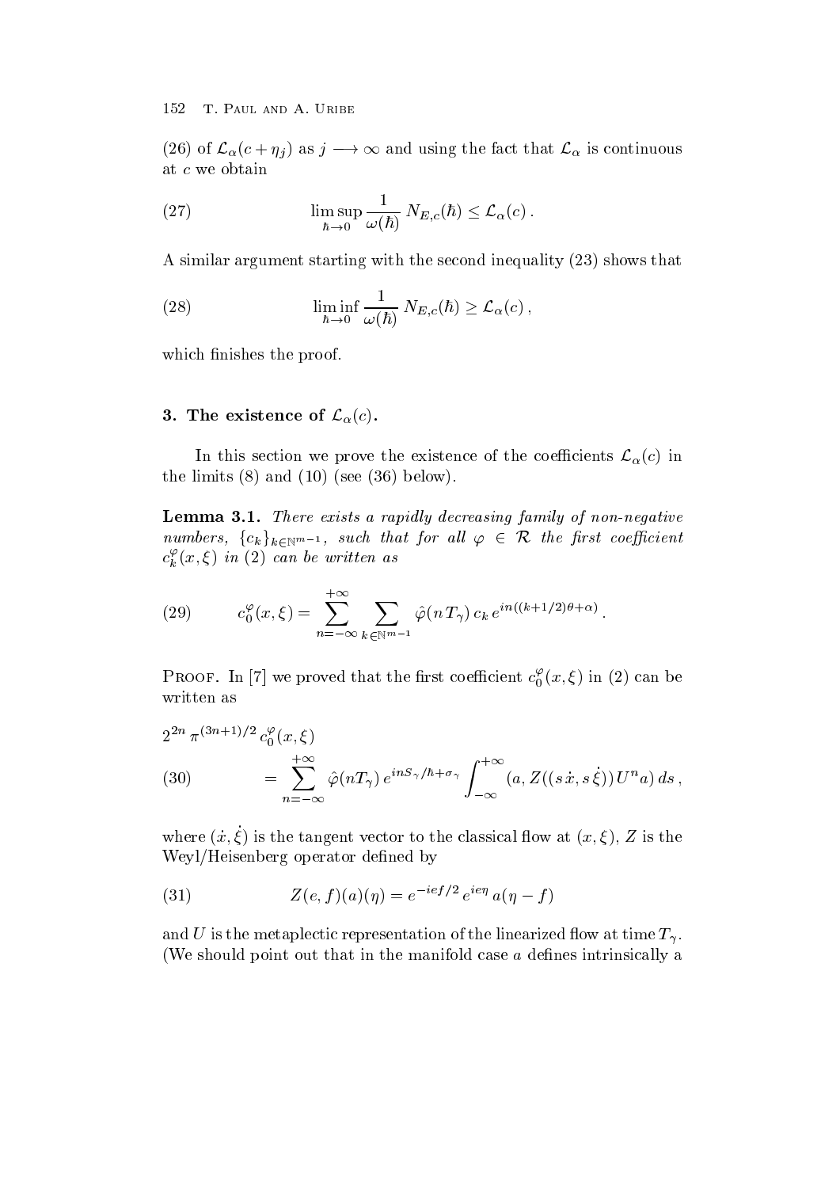(26) of $\mathcal{L}_\alpha(c + \eta_j)$ as $j \longrightarrow \infty$ and using the fact that $\mathcal{L}_\alpha$ is continuous at $c$ we obtain

$$\limsup_{\hbar \to 0} \frac{1}{\omega(\hbar)} N_{E,c}(\hbar) \leq \mathcal{L}_\alpha(c) . \tag{27}$$

A similar argument starting with the second inequality (23) shows that

$$\liminf_{\hbar \to 0} \frac{1}{\omega(\hbar)} N_{E,c}(\hbar) \geq \mathcal{L}_\alpha(c) , \tag{28}$$

which finishes the proof.

## 3. The existence of $\mathcal{L}_\alpha(c)$.

In this section we prove the existence of the coefficients $\mathcal{L}_\alpha(c)$ in the limits (8) and (10) (see (36) below).

**Lemma 3.1.** *There exists a rapidly decreasing family of non-negative numbers, $\{c_k\}_{k \in \mathbb{N}^{m-1}}$, such that for all $\varphi \in \mathcal{R}$ the first coefficient $c_k^\varphi(x, \xi)$ in (2) can be written as*

$$c_0^\varphi(x, \xi) = \sum_{n=-\infty}^{+\infty} \sum_{k \in \mathbb{N}^{m-1}} \hat{\varphi}(n\, T_\gamma)\, c_k\, e^{in((k+1/2)\theta + \alpha)} . \tag{29}$$

Proof. In [7] we proved that the first coefficient $c_0^\varphi(x, \xi)$ in (2) can be written as

$$\begin{aligned} &2^{2n}\, \pi^{(3n+1)/2}\, c_0^\varphi(x, \xi) \\ &\qquad = \sum_{n=-\infty}^{+\infty} \hat{\varphi}(nT_\gamma)\, e^{inS_\gamma/\hbar + \sigma_\gamma} \int_{-\infty}^{+\infty} (a, Z((s\,\dot{x}, s\,\dot{\xi}))\, U^n a)\, ds , \end{aligned} \tag{30}$$

where $(\dot{x}, \dot{\xi})$ is the tangent vector to the classical flow at $(x, \xi)$, $Z$ is the Weyl/Heisenberg operator defined by

$$Z(e, f)(a)(\eta) = e^{-ief/2}\, e^{ie\eta}\, a(\eta - f) \tag{31}$$

and $U$ is the metaplectic representation of the linearized flow at time $T_\gamma$. (We should point out that in the manifold case $a$ defines intrinsically a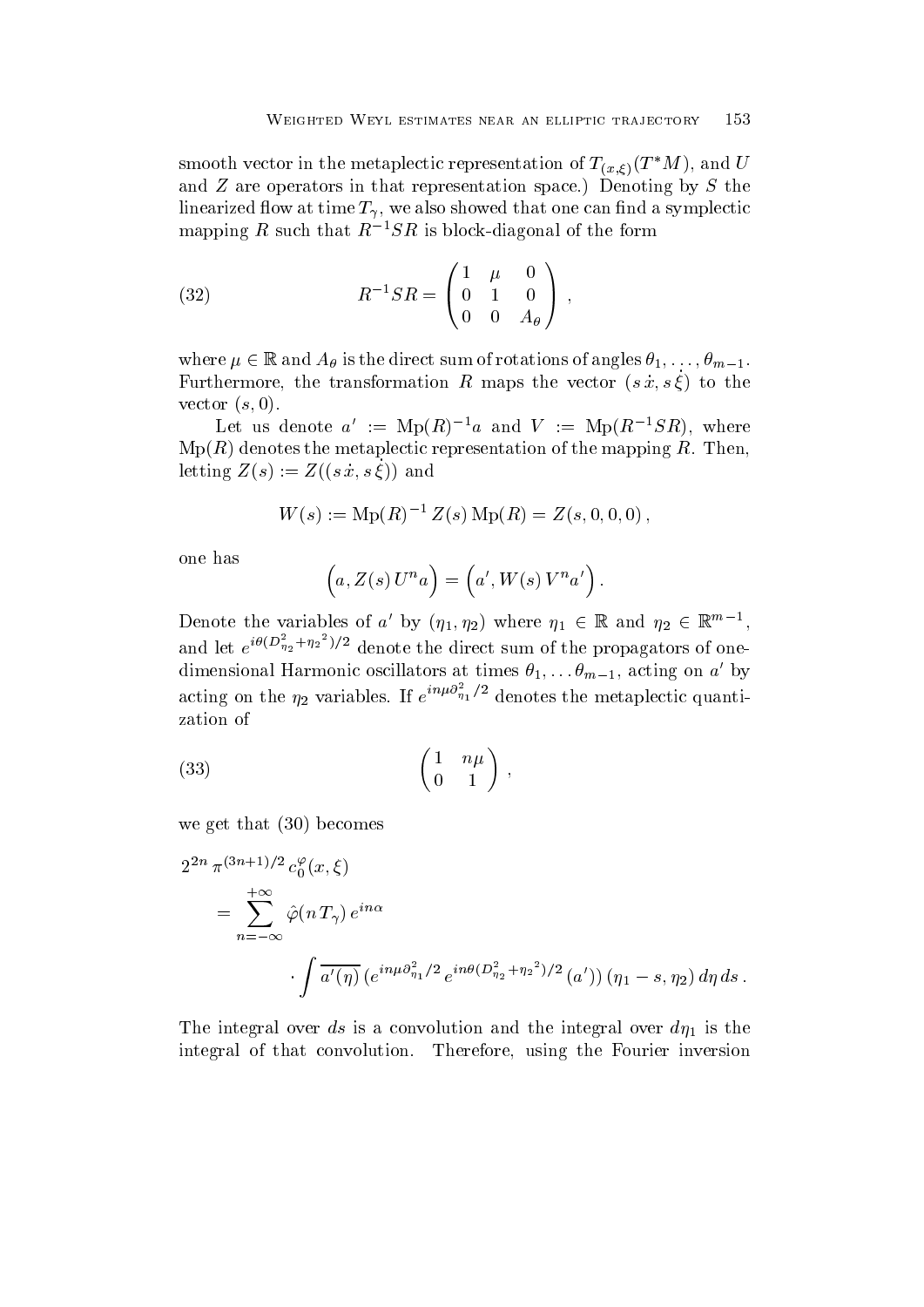smooth vector in the metaplectic representation of $T_{(x,\xi)}(T^*M)$, and $U$ and $Z$ are operators in that representation space.) Denoting by $S$ the linearized flow at time $T_\gamma$, we also showed that one can find a symplectic mapping $R$ such that $R^{-1}SR$ is block-diagonal of the form

$$
R^{-1}SR = \begin{pmatrix} 1 & \mu & 0 \\ 0 & 1 & 0 \\ 0 & 0 & A_\theta \end{pmatrix} , \tag{32}
$$

where $\mu \in \mathbb{R}$ and $A_\theta$ is the direct sum of rotations of angles $\theta_1, \ldots, \theta_{m-1}$. Furthermore, the transformation $R$ maps the vector $(s\,\dot{x}, s\,\dot{\xi})$ to the vector $(s, 0)$.

Let us denote $a' := \operatorname{Mp}(R)^{-1}a$ and $V := \operatorname{Mp}(R^{-1}SR)$, where $\operatorname{Mp}(R)$ denotes the metaplectic representation of the mapping $R$. Then, letting $Z(s) := Z((s\,\dot{x}, s\,\dot{\xi}))$ and

$$
W(s) := \operatorname{Mp}(R)^{-1}\, Z(s)\, \operatorname{Mp}(R) = Z(s, 0, 0, 0)\,,
$$

one has

$$
\Big(a, Z(s)\, U^n a\Big) = \Big(a', W(s)\, V^n a'\Big)\,.
$$

Denote the variables of $a'$ by $(\eta_1, \eta_2)$ where $\eta_1 \in \mathbb{R}$ and $\eta_2 \in \mathbb{R}^{m-1}$, and let $e^{i\theta(D^2_{\eta_2} + {\eta_2}^2)/2}$ denote the direct sum of the propagators of one-dimensional Harmonic oscillators at times $\theta_1, \ldots \theta_{m-1}$, acting on $a'$ by acting on the $\eta_2$ variables. If $e^{in\mu\partial^2_{\eta_1}/2}$ denotes the metaplectic quantization of

$$
\begin{pmatrix} 1 & n\mu \\ 0 & 1 \end{pmatrix} , \tag{33}
$$

we get that (30) becomes

$$
\begin{aligned}
2^{2n}\, \pi^{(3n+1)/2}\, c_0^{\varphi}(x, \xi)
&= \sum_{n=-\infty}^{+\infty} \hat{\varphi}(n\, T_\gamma)\, e^{in\alpha} \\
&\qquad \cdot \int \overline{a'(\eta)}\, (e^{in\mu\partial^2_{\eta_1}/2}\, e^{in\theta(D^2_{\eta_2} + {\eta_2}^2)/2}\, (a'))\, (\eta_1 - s, \eta_2)\, d\eta\, ds\,.
\end{aligned}
$$

The integral over $ds$ is a convolution and the integral over $d\eta_1$ is the integral of that convolution. Therefore, using the Fourier inversion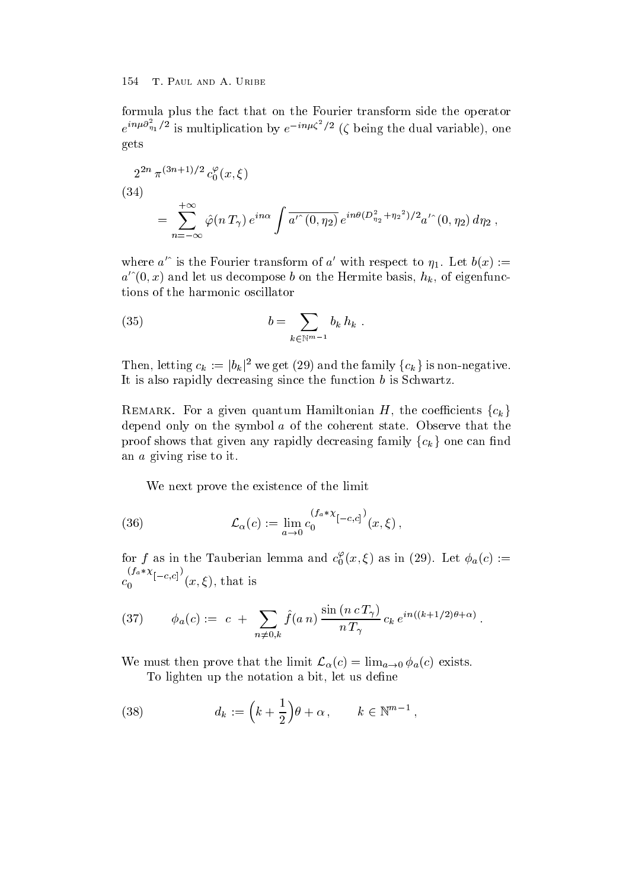formula plus the fact that on the Fourier transform side the operator $e^{in\mu\partial^2_{\eta_1}/2}$ is multiplication by $e^{-in\mu\zeta^2/2}$ ($\zeta$ being the dual variable), one gets

$$
\begin{aligned}
&2^{2n}\,\pi^{(3n+1)/2}\,c_0^{\varphi}(x,\xi) \\
&\qquad = \sum_{n=-\infty}^{+\infty} \hat{\varphi}(n\,T_\gamma)\,e^{in\alpha} \int \overline{a'^{\wedge}(0,\eta_2)}\,e^{in\theta(D^2_{\eta_2}+\eta_2{}^2)/2}a'^{\wedge}(0,\eta_2)\,d\eta_2\,,
\end{aligned} \tag{34}
$$

where $a'^{\wedge}$ is the Fourier transform of $a'$ with respect to $\eta_1$. Let $b(x) := a'^{\wedge}(0,x)$ and let us decompose $b$ on the Hermite basis, $h_k$, of eigenfunctions of the harmonic oscillator

$$
b = \sum_{k\in\mathbb{N}^{m-1}} b_k\,h_k\,. \tag{35}
$$

Then, letting $c_k := |b_k|^2$ we get (29) and the family $\{c_k\}$ is non-negative. It is also rapidly decreasing since the function $b$ is Schwartz.

Remark. For a given quantum Hamiltonian $H$, the coefficients $\{c_k\}$ depend only on the symbol $a$ of the coherent state. Observe that the proof shows that given any rapidly decreasing family $\{c_k\}$ one can find an $a$ giving rise to it.

We next prove the existence of the limit

$$
\mathcal{L}_\alpha(c) := \lim_{a\to 0} c_0^{(f_a*\chi_{[-c,c]})}(x,\xi)\,, \tag{36}
$$

for $f$ as in the Tauberian lemma and $c_0^{\varphi}(x,\xi)$ as in (29). Let $\phi_a(c) := c_0^{(f_a*\chi_{[-c,c]})}(x,\xi)$, that is

$$
\phi_a(c) := \; c \;+\; \sum_{n\neq 0,k} \hat{f}(a\,n)\,\frac{\sin{(n\,c\,T_\gamma)}}{n\,T_\gamma}\,c_k\,e^{in((k+1/2)\theta+\alpha)}\,. \tag{37}
$$

We must then prove that the limit $\mathcal{L}_\alpha(c) = \lim_{a\to 0}\phi_a(c)$ exists.

To lighten up the notation a bit, let us define

$$
d_k := \Big(k+\frac{1}{2}\Big)\theta + \alpha\,, \qquad k\in\mathbb{N}^{m-1}\,, \tag{38}
$$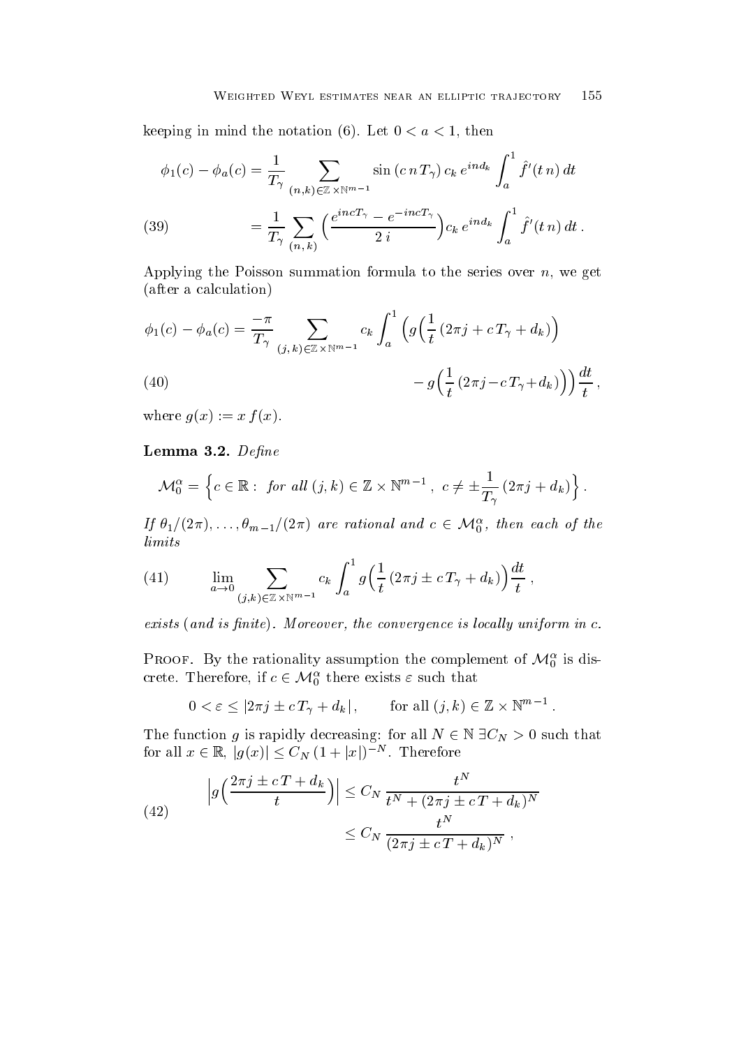keeping in mind the notation (6). Let $0 < a < 1$, then

$$\phi_1(c) - \phi_a(c) = \frac{1}{T_\gamma} \sum_{(n,k)\in\mathbb{Z}\times\mathbb{N}^{m-1}} \sin\left(c\, n\, T_\gamma\right) c_k\, e^{ind_k} \int_a^1 \hat{f}'(t\, n)\, dt$$

$$= \frac{1}{T_\gamma} \sum_{(n,\,k)} \Big(\frac{e^{incT_\gamma} - e^{-incT_\gamma}}{2\, i}\Big) c_k\, e^{ind_k} \int_a^1 \hat{f}'(t\, n)\, dt\,. \tag{39}$$

Applying the Poisson summation formula to the series over $n$, we get (after a calculation)

$$\phi_1(c) - \phi_a(c) = \frac{-\pi}{T_\gamma} \sum_{(j,\,k)\in\mathbb{Z}\times\mathbb{N}^{m-1}} c_k \int_a^1 \Big( g\Big(\frac{1}{t}\,(2\pi j + c\, T_\gamma + d_k)\Big) - g\Big(\frac{1}{t}\,(2\pi j - c\, T_\gamma + d_k)\Big)\Big)\,\frac{dt}{t}\,, \tag{40}$$

where $g(x) := x\, f(x)$.

**Lemma 3.2.** *Define*

$$\mathcal{M}_0^\alpha = \Big\{ c \in \mathbb{R}:\ \textit{for all } (j,k)\in\mathbb{Z}\times\mathbb{N}^{m-1}\,,\ c \neq \pm\frac{1}{T_\gamma}\,(2\pi j + d_k)\Big\}\,.$$

*If $\theta_1/(2\pi), \ldots, \theta_{m-1}/(2\pi)$ are rational and $c \in \mathcal{M}_0^\alpha$, then each of the limits*

$$\lim_{a\to 0} \sum_{(j,k)\in\mathbb{Z}\times\mathbb{N}^{m-1}} c_k \int_a^1 g\Big(\frac{1}{t}\,(2\pi j \pm c\, T_\gamma + d_k)\Big)\,\frac{dt}{t}\,, \tag{41}$$

*exists* (*and is finite*)*. Moreover, the convergence is locally uniform in $c$.*

Proof. By the rationality assumption the complement of $\mathcal{M}_0^\alpha$ is discrete. Therefore, if $c \in \mathcal{M}_0^\alpha$ there exists $\varepsilon$ such that

$$0 < \varepsilon \leq |2\pi j \pm c\, T_\gamma + d_k|\,, \qquad \text{for all } (j,k)\in\mathbb{Z}\times\mathbb{N}^{m-1}\,.$$

The function $g$ is rapidly decreasing: for all $N\in\mathbb{N}$ $\exists C_N > 0$ such that for all $x\in\mathbb{R}$, $|g(x)| \leq C_N\,(1+|x|)^{-N}$. Therefore

$$\Big| g\Big(\frac{2\pi j \pm c\, T + d_k}{t}\Big)\Big| \leq C_N\, \frac{t^N}{t^N + (2\pi j \pm c\, T + d_k)^N} \leq C_N\, \frac{t^N}{(2\pi j \pm c\, T + d_k)^N}\,, \tag{42}$$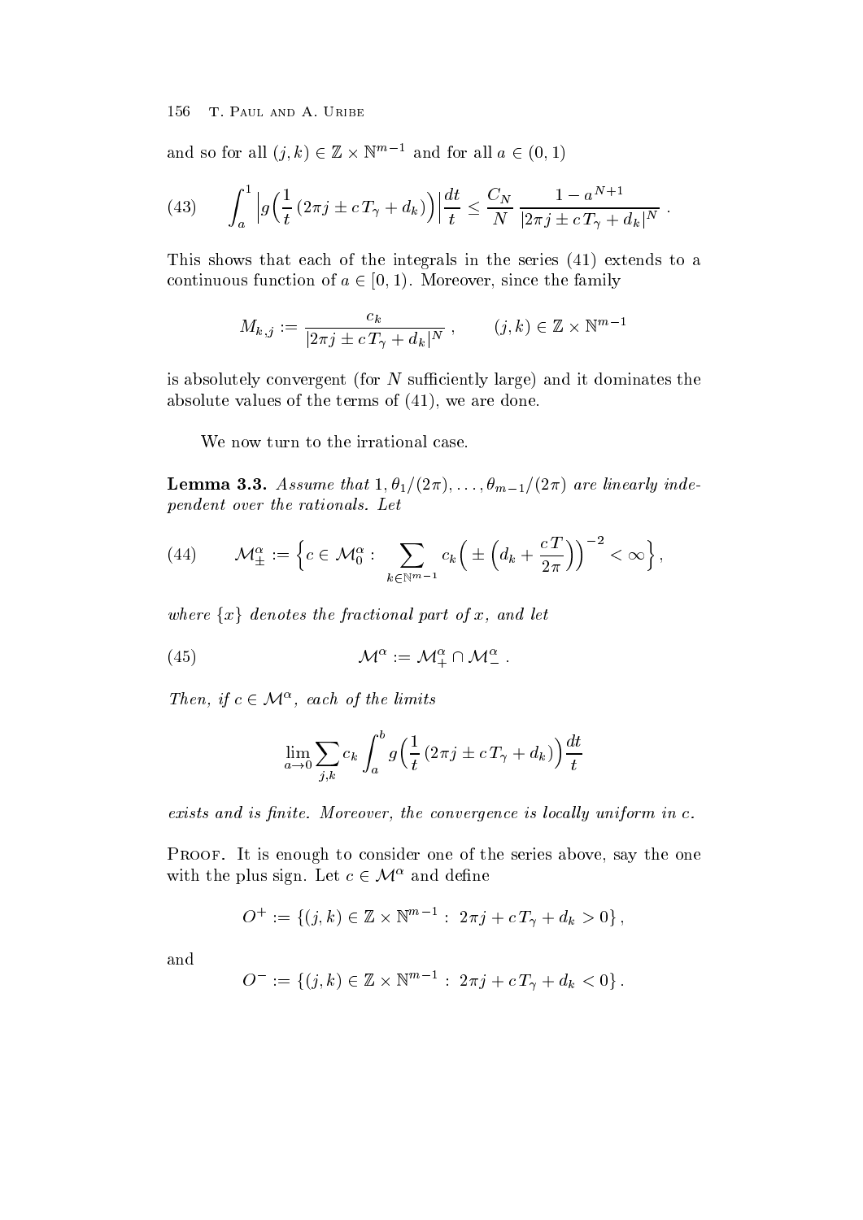and so for all $(j,k) \in \mathbb{Z} \times \mathbb{N}^{m-1}$ and for all $a \in (0,1)$

$$\int_a^1 \left| g\Big(\frac{1}{t}\,(2\pi j \pm c\,T_\gamma + d_k)\Big)\right| \frac{dt}{t} \leq \frac{C_N}{N}\, \frac{1 - a^{N+1}}{|2\pi j \pm c\,T_\gamma + d_k|^N} \,. \tag{43}$$

This shows that each of the integrals in the series (41) extends to a continuous function of $a \in [0,1)$. Moreover, since the family

$$M_{k,j} := \frac{c_k}{|2\pi j \pm c\,T_\gamma + d_k|^N}\,, \qquad (j,k) \in \mathbb{Z} \times \mathbb{N}^{m-1}$$

is absolutely convergent (for $N$ sufficiently large) and it dominates the absolute values of the terms of (41), we are done.

We now turn to the irrational case.

**Lemma 3.3.** *Assume that $1, \theta_1/(2\pi), \ldots, \theta_{m-1}/(2\pi)$ are linearly independent over the rationals. Let*

$$\mathcal{M}^\alpha_\pm := \Big\{ c \in \mathcal{M}^\alpha_0 : \sum_{k \in \mathbb{N}^{m-1}} c_k \Big( \pm \Big( d_k + \frac{c\,T}{2\pi} \Big) \Big)^{-2} < \infty \Big\}, \tag{44}$$

*where $\{x\}$ denotes the fractional part of $x$, and let*

$$\mathcal{M}^\alpha := \mathcal{M}^\alpha_+ \cap \mathcal{M}^\alpha_- \,. \tag{45}$$

*Then, if $c \in \mathcal{M}^\alpha$, each of the limits*

$$\lim_{a \to 0} \sum_{j,k} c_k \int_a^b g\Big(\frac{1}{t}\,(2\pi j \pm c\,T_\gamma + d_k)\Big) \frac{dt}{t}$$

*exists and is finite. Moreover, the convergence is locally uniform in $c$.*

Proof. It is enough to consider one of the series above, say the one with the plus sign. Let $c \in \mathcal{M}^\alpha$ and define

$$O^+ := \{(j,k) \in \mathbb{Z} \times \mathbb{N}^{m-1} : \ 2\pi j + c\,T_\gamma + d_k > 0\},$$

and

$$O^- := \{(j,k) \in \mathbb{Z} \times \mathbb{N}^{m-1} : \ 2\pi j + c\,T_\gamma + d_k < 0\}.$$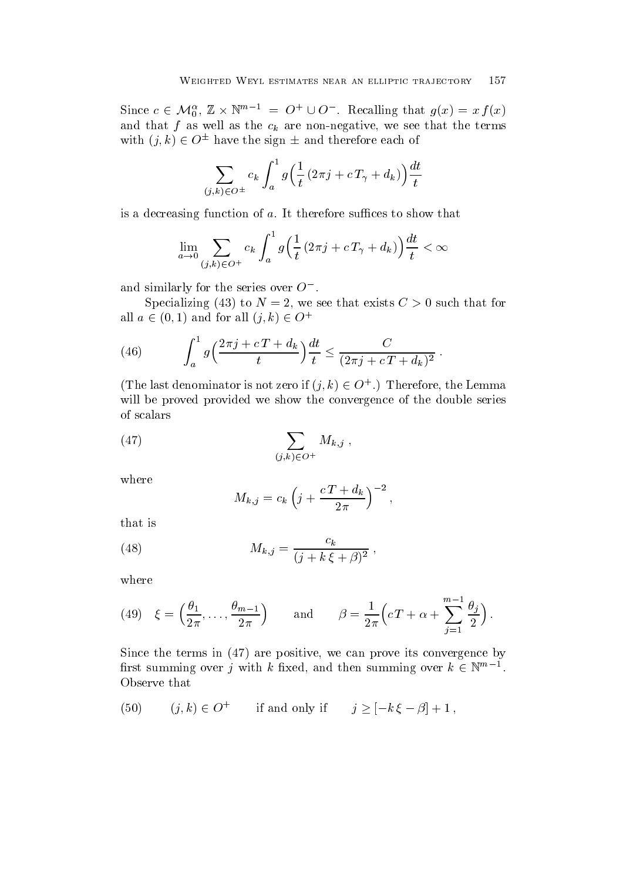Since $c \in \mathcal{M}_0^\alpha$, $\mathbb{Z} \times \mathbb{N}^{m-1} = O^+ \cup O^-$. Recalling that $g(x) = x\, f(x)$ and that $f$ as well as the $c_k$ are non-negative, we see that the terms with $(j,k) \in O^\pm$ have the sign $\pm$ and therefore each of

$$\sum_{(j,k)\in O^\pm} c_k \int_a^1 g\Big(\frac{1}{t}\,(2\pi j + c\,T_\gamma + d_k)\Big)\frac{dt}{t}$$

is a decreasing function of $a$. It therefore suffices to show that

$$\lim_{a\to 0} \sum_{(j,k)\in O^+} c_k \int_a^1 g\Big(\frac{1}{t}\,(2\pi j + c\,T_\gamma + d_k)\Big)\frac{dt}{t} < \infty$$

and similarly for the series over $O^-$.

Specializing (43) to $N=2$, we see that exists $C>0$ such that for all $a \in (0,1)$ and for all $(j,k) \in O^+$

$$\int_a^1 g\Big(\frac{2\pi j + c\,T + d_k}{t}\Big)\frac{dt}{t} \le \frac{C}{(2\pi j + c\,T + d_k)^2}\,. \tag{46}$$

(The last denominator is not zero if $(j,k) \in O^+$.) Therefore, the Lemma will be proved provided we show the convergence of the double series of scalars

$$\sum_{(j,k)\in O^+} M_{k,j}\,, \tag{47}$$

where

$$M_{k,j} = c_k\,\Big(j + \frac{c\,T + d_k}{2\pi}\Big)^{-2},$$

that is

$$M_{k,j} = \frac{c_k}{(j + k\,\xi + \beta)^2}\,, \tag{48}$$

where

$$\xi = \Big(\frac{\theta_1}{2\pi}, \ldots, \frac{\theta_{m-1}}{2\pi}\Big) \qquad \text{and} \qquad \beta = \frac{1}{2\pi}\Big(c\,T + \alpha + \sum_{j=1}^{m-1}\frac{\theta_j}{2}\Big)\,. \tag{49}$$

Since the terms in (47) are positive, we can prove its convergence by first summing over $j$ with $k$ fixed, and then summing over $k \in \mathbb{N}^{m-1}$. Observe that

$$(j,k) \in O^+ \qquad \text{if and only if} \qquad j \ge [-k\,\xi - \beta] + 1\,, \tag{50}$$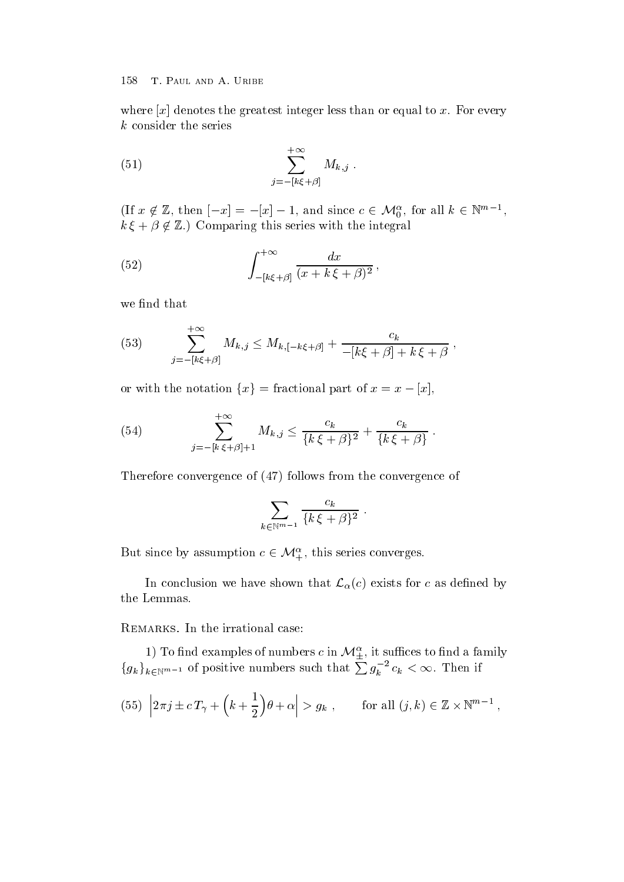where $[x]$ denotes the greatest integer less than or equal to $x$. For every $k$ consider the series

$$\sum_{j=-[k\xi+\beta]}^{+\infty} M_{k,j} \ . \tag{51}$$

(If $x \notin \mathbb{Z}$, then $[-x] = -[x] - 1$, and since $c \in \mathcal{M}_0^\alpha$, for all $k \in \mathbb{N}^{m-1}$, $k\,\xi + \beta \notin \mathbb{Z}$.) Comparing this series with the integral

$$\int_{-[k\xi+\beta]}^{+\infty} \frac{dx}{(x + k\,\xi + \beta)^2} \,, \tag{52}$$

we find that

$$\sum_{j=-[k\xi+\beta]}^{+\infty} M_{k,j} \leq M_{k,[-k\xi+\beta]} + \frac{c_k}{-[k\xi+\beta] + k\,\xi + \beta} \,, \tag{53}$$

or with the notation $\{x\}$ = fractional part of $x = x - [x]$,

$$\sum_{j=-[k\,\xi+\beta]+1}^{+\infty} M_{k,j} \leq \frac{c_k}{\{k\,\xi + \beta\}^2} + \frac{c_k}{\{k\,\xi + \beta\}} \ . \tag{54}$$

Therefore convergence of (47) follows from the convergence of

$$\sum_{k\in\mathbb{N}^{m-1}} \frac{c_k}{\{k\,\xi + \beta\}^2} \ .$$

But since by assumption $c \in \mathcal{M}_+^\alpha$, this series converges.

In conclusion we have shown that $\mathcal{L}_\alpha(c)$ exists for $c$ as defined by the Lemmas.

Remarks. In the irrational case:

1) To find examples of numbers $c$ in $\mathcal{M}_\pm^\alpha$, it suffices to find a family $\{g_k\}_{k\in\mathbb{N}^{m-1}}$ of positive numbers such that $\sum g_k^{-2}\,c_k < \infty$. Then if

$$\left|2\pi j \pm c\,T_\gamma + \Big(k + \frac{1}{2}\Big)\theta + \alpha\right| > g_k \ , \qquad \text{for all } (j,k) \in \mathbb{Z} \times \mathbb{N}^{m-1} \,, \tag{55}$$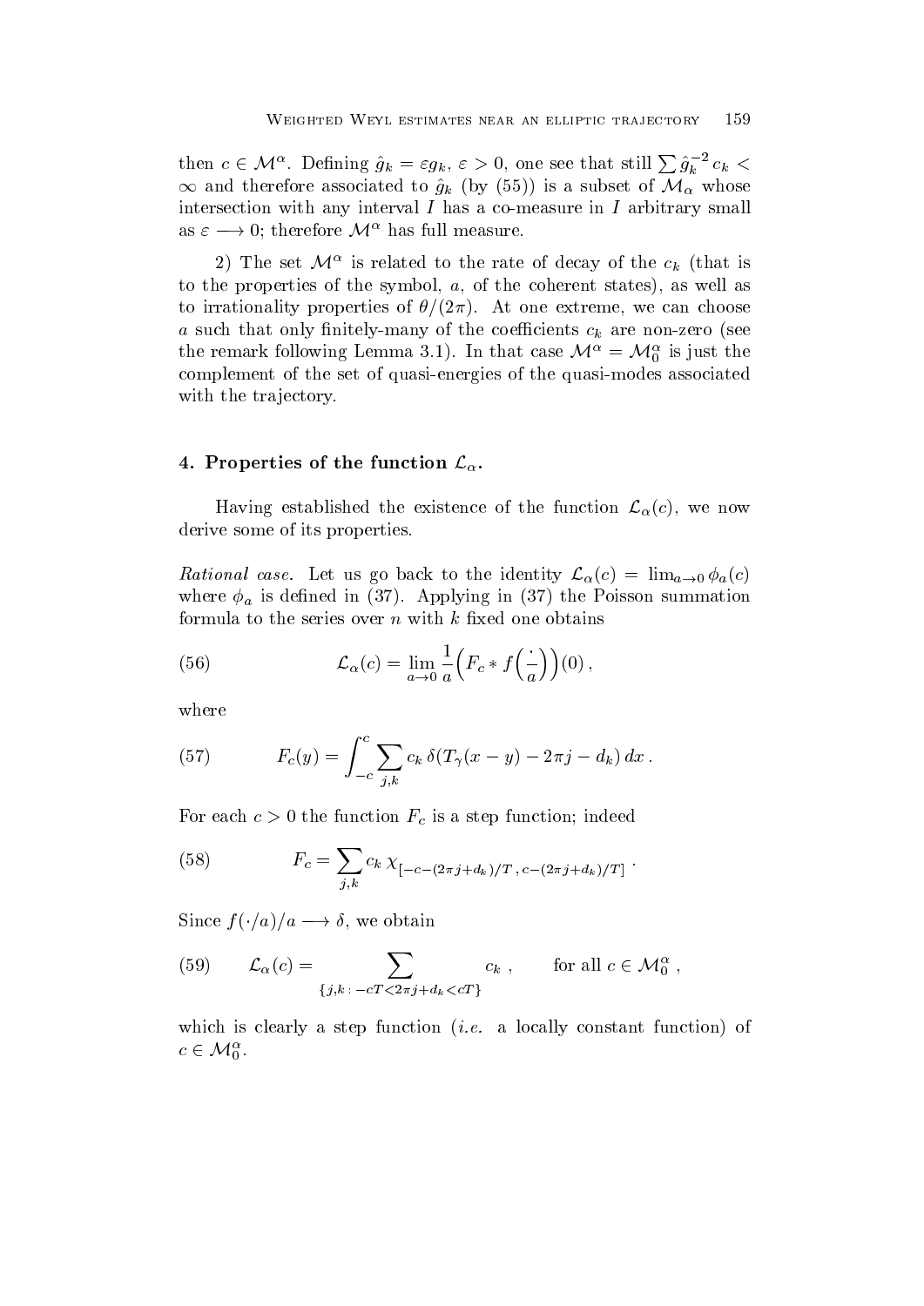then $c \in \mathcal{M}^\alpha$. Defining $\hat{g}_k = \varepsilon g_k$, $\varepsilon > 0$, one see that still $\sum \hat{g}_k^{-2} c_k < \infty$ and therefore associated to $\hat{g}_k$ (by (55)) is a subset of $\mathcal{M}_\alpha$ whose intersection with any interval $I$ has a co-measure in $I$ arbitrary small as $\varepsilon \longrightarrow 0$; therefore $\mathcal{M}^\alpha$ has full measure.

2) The set $\mathcal{M}^\alpha$ is related to the rate of decay of the $c_k$ (that is to the properties of the symbol, $a$, of the coherent states), as well as to irrationality properties of $\theta/(2\pi)$. At one extreme, we can choose $a$ such that only finitely-many of the coefficients $c_k$ are non-zero (see the remark following Lemma 3.1). In that case $\mathcal{M}^\alpha = \mathcal{M}_0^\alpha$ is just the complement of the set of quasi-energies of the quasi-modes associated with the trajectory.

## 4. Properties of the function $\mathcal{L}_\alpha$.

Having established the existence of the function $\mathcal{L}_\alpha(c)$, we now derive some of its properties.

*Rational case.* Let us go back to the identity $\mathcal{L}_\alpha(c) = \lim_{a\to 0} \phi_a(c)$ where $\phi_a$ is defined in (37). Applying in (37) the Poisson summation formula to the series over $n$ with $k$ fixed one obtains

$$\mathcal{L}_\alpha(c) = \lim_{a\to 0} \frac{1}{a}\Big(F_c * f\Big(\frac{\cdot}{a}\Big)\Big)(0)\,, \tag{56}$$

where

$$F_c(y) = \int_{-c}^{c} \sum_{j,k} c_k\, \delta(T_\gamma(x-y) - 2\pi j - d_k)\, dx\,. \tag{57}$$

For each $c > 0$ the function $F_c$ is a step function; indeed

$$F_c = \sum_{j,k} c_k\, \chi_{[-c-(2\pi j + d_k)/T\,,\, c-(2\pi j+d_k)/T]}\,. \tag{58}$$

Since $f(\cdot/a)/a \longrightarrow \delta$, we obtain

$$\mathcal{L}_\alpha(c) = \sum_{\{j,k\,:\, -cT < 2\pi j + d_k < cT\}} c_k\,, \qquad \text{for all } c \in \mathcal{M}_0^\alpha\,, \tag{59}$$

which is clearly a step function (*i.e.* a locally constant function) of $c \in \mathcal{M}_0^\alpha$.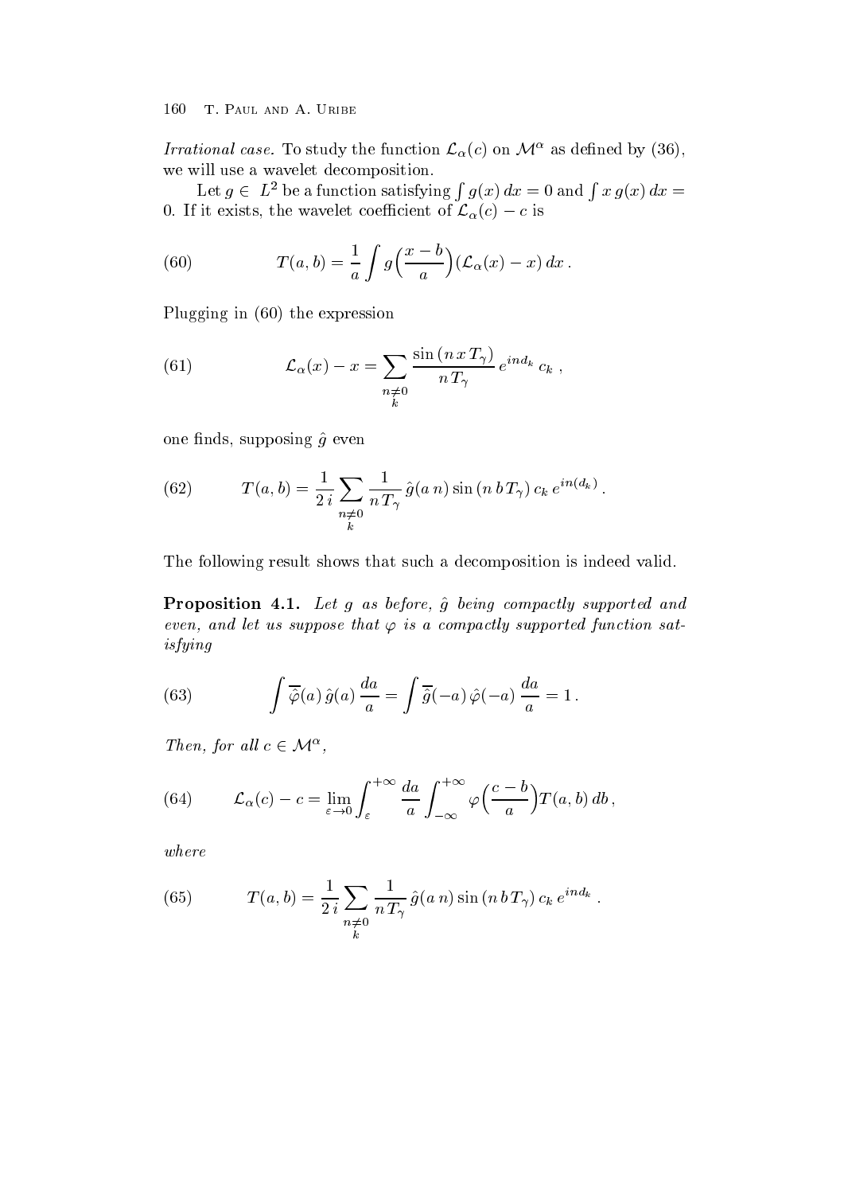*Irrational case.* To study the function $\mathcal{L}_\alpha(c)$ on $\mathcal{M}^\alpha$ as defined by (36), we will use a wavelet decomposition.

Let $g \in L^2$ be a function satisfying $\int g(x)\,dx = 0$ and $\int x\, g(x)\,dx = 0$. If it exists, the wavelet coefficient of $\mathcal{L}_\alpha(c) - c$ is

$$T(a,b) = \frac{1}{a}\int g\Big(\frac{x-b}{a}\Big)(\mathcal{L}_\alpha(x) - x)\,dx\,. \tag{60}$$

Plugging in (60) the expression

$$\mathcal{L}_\alpha(x) - x = \sum_{\substack{n\neq 0\\ k}} \frac{\sin(n\,x\,T_\gamma)}{n\,T_\gamma}\, e^{ind_k}\, c_k\;, \tag{61}$$

one finds, supposing $\hat{g}$ even

$$T(a,b) = \frac{1}{2\,i}\sum_{\substack{n\neq 0\\ k}} \frac{1}{n\,T_\gamma}\,\hat{g}(a\,n)\sin(n\,b\,T_\gamma)\,c_k\,e^{in(d_k)}\,. \tag{62}$$

The following result shows that such a decomposition is indeed valid.

**Proposition 4.1.** *Let $g$ as before, $\hat{g}$ being compactly supported and even, and let us suppose that $\varphi$ is a compactly supported function satisfying*

$$\int \overline{\hat{\varphi}}(a)\,\hat{g}(a)\,\frac{da}{a} = \int \overline{\hat{g}}(-a)\,\hat{\varphi}(-a)\,\frac{da}{a} = 1\,. \tag{63}$$

*Then, for all $c \in \mathcal{M}^\alpha$,*

$$\mathcal{L}_\alpha(c) - c = \lim_{\varepsilon\to 0}\int_\varepsilon^{+\infty}\frac{da}{a}\int_{-\infty}^{+\infty}\varphi\Big(\frac{c-b}{a}\Big)T(a,b)\,db\,, \tag{64}$$

*where*

$$T(a,b) = \frac{1}{2\,i}\sum_{\substack{n\neq 0\\ k}} \frac{1}{n\,T_\gamma}\,\hat{g}(a\,n)\sin(n\,b\,T_\gamma)\,c_k\,e^{ind_k}\;. \tag{65}$$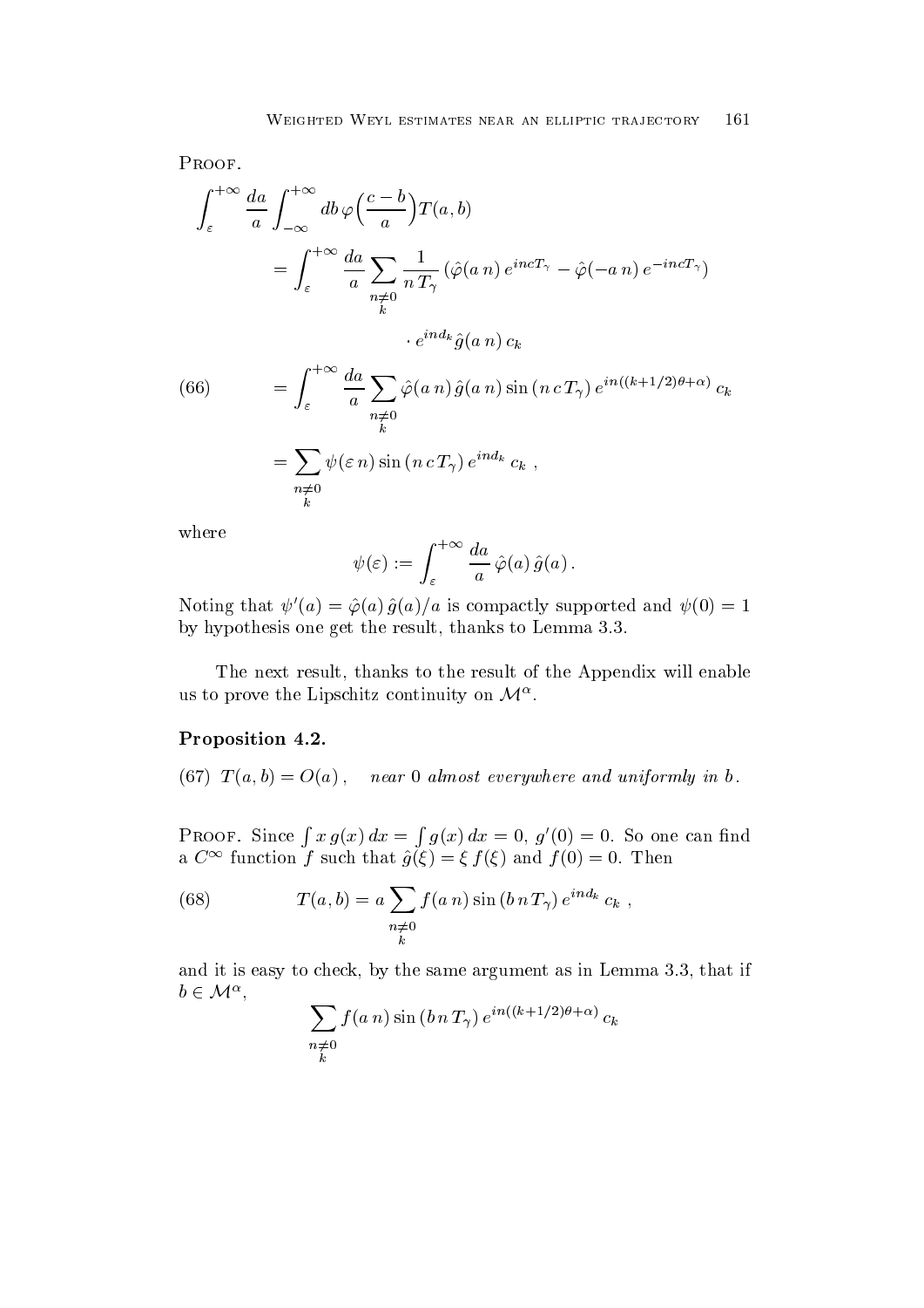PROOF.

$$
\begin{aligned}
\int_\varepsilon^{+\infty} \frac{da}{a} \int_{-\infty}^{+\infty} db\, \varphi\Big(\frac{c-b}{a}\Big) T(a,b)
&= \int_\varepsilon^{+\infty} \frac{da}{a} \sum_{\substack{n\neq 0\\ k}} \frac{1}{n\,T_\gamma} \left(\hat\varphi(a\,n)\, e^{incT_\gamma} - \hat\varphi(-a\,n)\, e^{-incT_\gamma}\right) \\
&\qquad\qquad \cdot e^{ind_k} \hat g(a\,n)\, c_k \\
&= \int_\varepsilon^{+\infty} \frac{da}{a} \sum_{\substack{n\neq 0\\ k}} \hat\varphi(a\,n)\, \hat g(a\,n) \sin(n\,c\,T_\gamma)\, e^{in((k+1/2)\theta+\alpha)}\, c_k \qquad (66)\\
&= \sum_{\substack{n\neq 0\\ k}} \psi(\varepsilon\, n) \sin(n\,c\,T_\gamma)\, e^{ind_k}\, c_k\ ,
\end{aligned}
$$

where

$$
\psi(\varepsilon) := \int_\varepsilon^{+\infty} \frac{da}{a}\, \hat\varphi(a)\, \hat g(a)\,.
$$

Noting that $\psi'(a) = \hat\varphi(a)\, \hat g(a)/a$ is compactly supported and $\psi(0) = 1$ by hypothesis one get the result, thanks to Lemma 3.3.

The next result, thanks to the result of the Appendix will enable us to prove the Lipschitz continuity on $\mathcal{M}^\alpha$.

**Proposition 4.2.**

(67) $T(a,b) = O(a)\,,$ *near* $0$ *almost everywhere and uniformly in* $b$.

PROOF. Since $\int x\, g(x)\, dx = \int g(x)\, dx = 0$, $g'(0) = 0$. So one can find a $C^\infty$ function $f$ such that $\hat g(\xi) = \xi\, f(\xi)$ and $f(0) = 0$. Then

$$
T(a,b) = a \sum_{\substack{n\neq 0\\ k}} f(a\,n) \sin(b\,n\,T_\gamma)\, e^{ind_k}\, c_k\ , \tag{68}
$$

and it is easy to check, by the same argument as in Lemma 3.3, that if $b \in \mathcal{M}^\alpha$,

$$
\sum_{\substack{n\neq 0\\ k}} f(a\,n) \sin(b\,n\,T_\gamma)\, e^{in((k+1/2)\theta+\alpha)}\, c_k
$$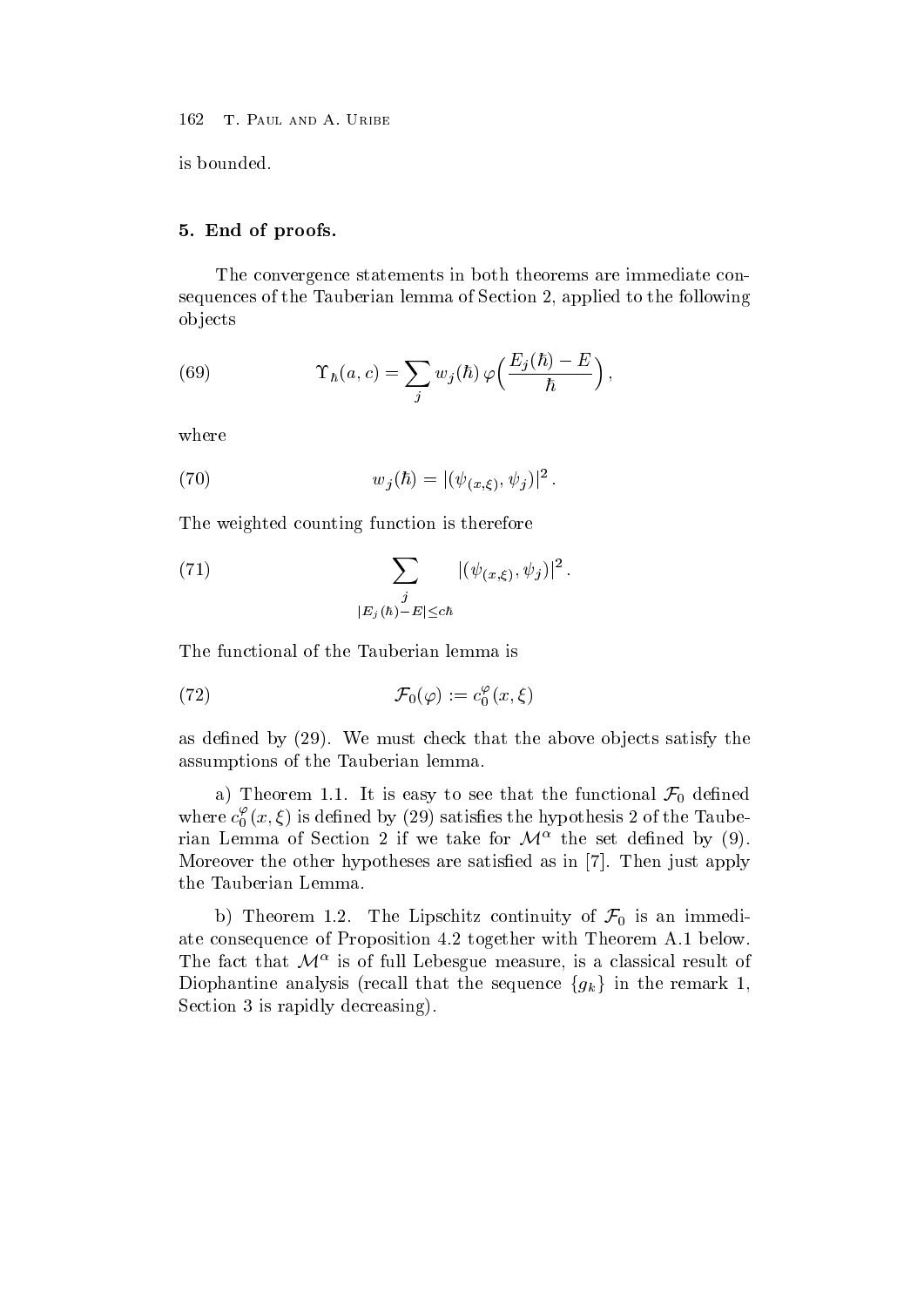is bounded.

## 5. End of proofs.

The convergence statements in both theorems are immediate consequences of the Tauberian lemma of Section 2, applied to the following objects

$$\Upsilon_\hbar(a,c) = \sum_j w_j(\hbar)\, \varphi\Big(\frac{E_j(\hbar) - E}{\hbar}\Big)\,, \tag{69}$$

where

$$w_j(\hbar) = |(\psi_{(x,\xi)}, \psi_j)|^2\,. \tag{70}$$

The weighted counting function is therefore

$$\sum_{\substack{j \\ |E_j(\hbar)-E|\leq c\hbar}} |(\psi_{(x,\xi)}, \psi_j)|^2\,. \tag{71}$$

The functional of the Tauberian lemma is

$$\mathcal{F}_0(\varphi) := c_0^\varphi(x,\xi) \tag{72}$$

as defined by (29). We must check that the above objects satisfy the assumptions of the Tauberian lemma.

a) Theorem 1.1. It is easy to see that the functional $\mathcal{F}_0$ defined where $c_0^\varphi(x,\xi)$ is defined by (29) satisfies the hypothesis 2 of the Tauberian Lemma of Section 2 if we take for $\mathcal{M}^\alpha$ the set defined by (9). Moreover the other hypotheses are satisfied as in [7]. Then just apply the Tauberian Lemma.

b) Theorem 1.2. The Lipschitz continuity of $\mathcal{F}_0$ is an immediate consequence of Proposition 4.2 together with Theorem A.1 below. The fact that $\mathcal{M}^\alpha$ is of full Lebesgue measure, is a classical result of Diophantine analysis (recall that the sequence $\{g_k\}$ in the remark 1, Section 3 is rapidly decreasing).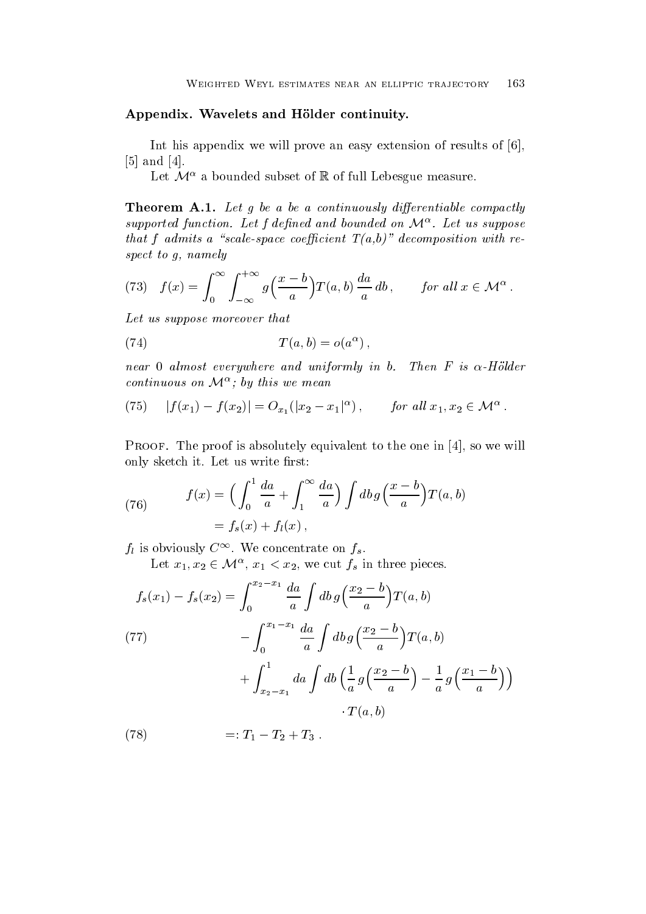## Appendix. Wavelets and Hölder continuity.

Int his appendix we will prove an easy extension of results of [6], [5] and [4].

Let $\mathcal{M}^\alpha$ a bounded subset of $\mathbb{R}$ of full Lebesgue measure.

**Theorem A.1.** *Let $g$ be a be a continuously differentiable compactly supported function. Let $f$ defined and bounded on $\mathcal{M}^\alpha$. Let us suppose that $f$ admits a "scale-space coefficient $T(a,b)$" decomposition with respect to $g$, namely*

$$f(x) = \int_0^\infty \int_{-\infty}^{+\infty} g\Big(\frac{x-b}{a}\Big) T(a,b)\,\frac{da}{a}\,db\,, \qquad \text{for all } x \in \mathcal{M}^\alpha\,. \tag{73}$$

*Let us suppose moreover that*

$$T(a,b) = o(a^\alpha)\,, \tag{74}$$

*near 0 almost everywhere and uniformly in $b$. Then $F$ is $\alpha$-Hölder continuous on $\mathcal{M}^\alpha$; by this we mean*

$$|f(x_1) - f(x_2)| = O_{x_1}(|x_2 - x_1|^\alpha)\,, \qquad \text{for all } x_1, x_2 \in \mathcal{M}^\alpha\,. \tag{75}$$

Proof. The proof is absolutely equivalent to the one in [4], so we will only sketch it. Let us write first:

$$\begin{aligned} f(x) &= \Big(\int_0^1 \frac{da}{a} + \int_1^\infty \frac{da}{a}\Big) \int db\, g\Big(\frac{x-b}{a}\Big) T(a,b) \\ &= f_s(x) + f_l(x)\,, \end{aligned} \tag{76}$$

$f_l$ is obviously $C^\infty$. We concentrate on $f_s$.

Let $x_1, x_2 \in \mathcal{M}^\alpha$, $x_1 < x_2$, we cut $f_s$ in three pieces.

$$\begin{aligned} f_s(x_1) - f_s(x_2) = &\int_0^{x_2 - x_1} \frac{da}{a} \int db\, g\Big(\frac{x_2-b}{a}\Big) T(a,b) \\ &- \int_0^{x_1 - x_1} \frac{da}{a} \int db\, g\Big(\frac{x_2-b}{a}\Big) T(a,b) \\ &+ \int_{x_2-x_1}^1 da \int db\, \Big(\frac{1}{a}\, g\Big(\frac{x_2-b}{a}\Big) - \frac{1}{a}\, g\Big(\frac{x_1-b}{a}\Big)\Big) \\ &\qquad \cdot T(a,b) \end{aligned} \tag{77}$$

$$=: T_1 - T_2 + T_3\,. \tag{78}$$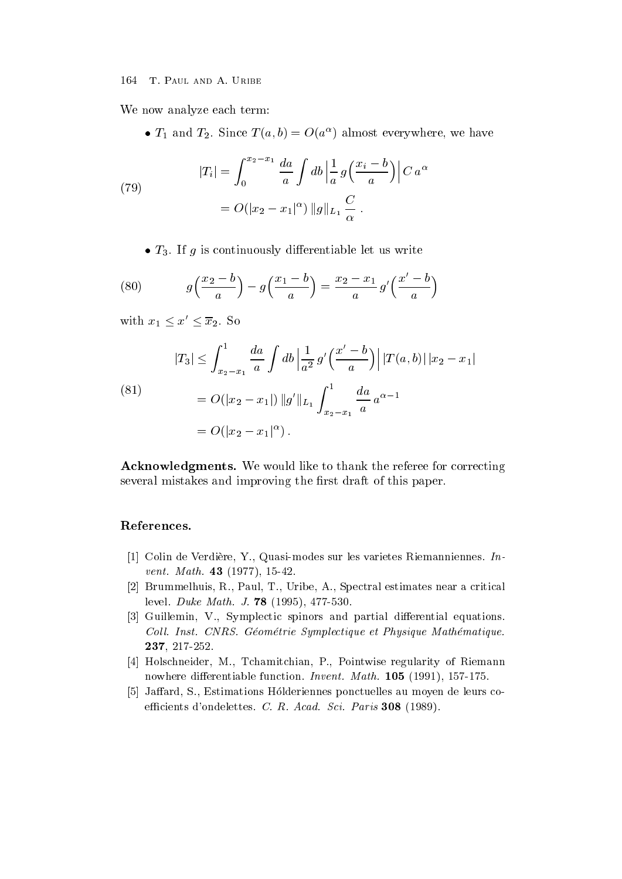We now analyze each term:

- $T_1$ and $T_2$. Since $T(a,b) = O(a^\alpha)$ almost everywhere, we have

$$
\begin{aligned}
|T_i| &= \int_0^{x_2 - x_1} \frac{da}{a} \int db \left| \frac{1}{a}\, g\Big(\frac{x_i - b}{a}\Big) \right| C\, a^\alpha \\
&= O(|x_2 - x_1|^\alpha)\, \|g\|_{L_1}\, \frac{C}{\alpha}\,.
\end{aligned}
\tag{79}
$$

- $T_3$. If $g$ is continuously differentiable let us write

$$
g\Big(\frac{x_2 - b}{a}\Big) - g\Big(\frac{x_1 - b}{a}\Big) = \frac{x_2 - x_1}{a}\, g'\Big(\frac{x' - b}{a}\Big)
\tag{80}
$$

with $x_1 \le x' \le \overline{x}_2$. So

$$
\begin{aligned}
|T_3| &\le \int_{x_2 - x_1}^1 \frac{da}{a} \int db \left| \frac{1}{a^2}\, g'\Big(\frac{x' - b}{a}\Big) \right| |T(a,b)|\, |x_2 - x_1| \\
&= O(|x_2 - x_1|)\, \|g'\|_{L_1} \int_{x_2 - x_1}^1 \frac{da}{a}\, a^{\alpha - 1} \\
&= O(|x_2 - x_1|^\alpha)\,.
\end{aligned}
\tag{81}
$$

**Acknowledgments.** We would like to thank the referee for correcting several mistakes and improving the first draft of this paper.

## References.

[1] Colin de Verdière, Y., Quasi-modes sur les varietes Riemanniennes. *Invent. Math.* **43** (1977), 15-42.

[2] Brummelhuis, R., Paul, T., Uribe, A., Spectral estimates near a critical level. *Duke Math. J.* **78** (1995), 477-530.

[3] Guillemin, V., Symplectic spinors and partial differential equations. *Coll. Inst. CNRS. Géométrie Symplectique et Physique Mathématique.* **237**, 217-252.

[4] Holschneider, M., Tchamitchian, P., Pointwise regularity of Riemann nowhere differentiable function. *Invent. Math.* **105** (1991), 157-175.

[5] Jaffard, S., Estimations Hölderiennes ponctuelles au moyen de leurs coefficients d'ondelettes. *C. R. Acad. Sci. Paris* **308** (1989).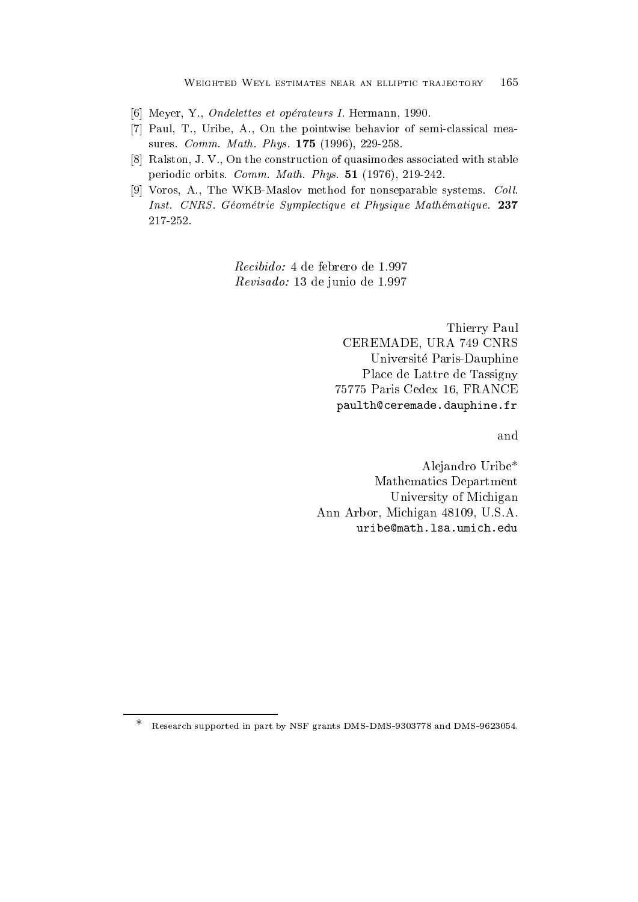[6] Meyer, Y., *Ondelettes et opérateurs I*. Hermann, 1990.

[7] Paul, T., Uribe, A., On the pointwise behavior of semi-classical measures. *Comm. Math. Phys.* **175** (1996), 229-258.

[8] Ralston, J. V., On the construction of quasimodes associated with stable periodic orbits. *Comm. Math. Phys.* **51** (1976), 219-242.

[9] Voros, A., The WKB-Maslov method for nonseparable systems. *Coll. Inst. CNRS. Géométrie Symplectique et Physique Mathématique.* **237** 217-252.

*Recibido:* 4 de febrero de 1.997
*Revisado:* 13 de junio de 1.997

Thierry Paul
CEREMADE, URA 749 CNRS
Université Paris-Dauphine
Place de Lattre de Tassigny
75775 Paris Cedex 16, FRANCE
paulth@ceremade.dauphine.fr

and

Alejandro Uribe*
Mathematics Department
University of Michigan
Ann Arbor, Michigan 48109, U.S.A.
uribe@math.lsa.umich.edu

---

\* Research supported in part by NSF grants DMS-DMS-9303778 and DMS-9623054.